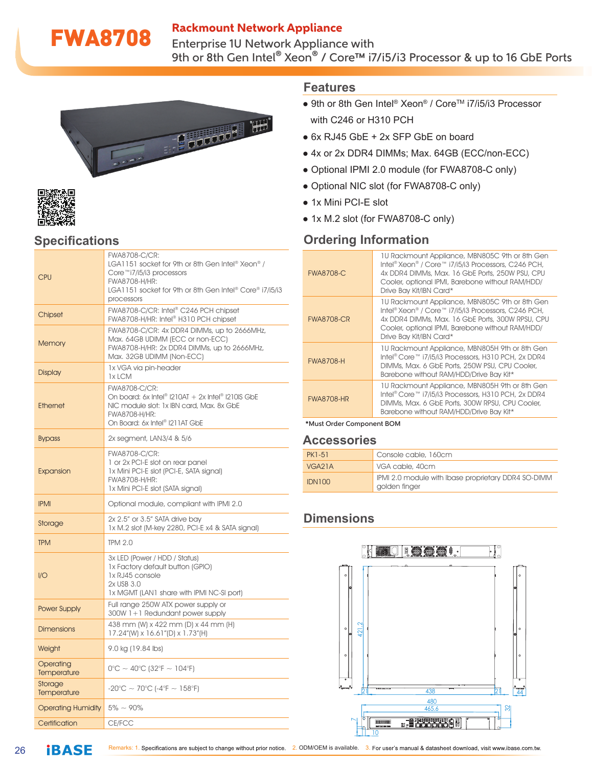# FWA8708

## Rackmount Network Appliance

Enterprise 1U Network Appliance with
9th or 8th Gen Intel® Xeon® / Core™ i7/i5/i3 Processor & up to 16 GbE Ports

## Features

- 9th or 8th Gen Intel® Xeon® / Core™ i7/i5/i3 Processor with C246 or H310 PCH
- 6x RJ45 GbE + 2x SFP GbE on board
- 4x or 2x DDR4 DIMMs; Max. 64GB (ECC/non-ECC)
- Optional IPMI 2.0 module (for FWA8708-C only)
- Optional NIC slot (for FWA8708-C only)
- 1x Mini PCI-E slot
- 1x M.2 slot (for FWA8708-C only)

## Specifications

| | |
|---|---|
| CPU | FWA8708-C/CR: LGA1151 socket for 9th or 8th Gen Intel® Xeon® / Core™i7/i5/i3 processors<br>FWA8708-H/HR: LGA1151 socket for 9th or 8th Gen Intel® Core® i7/i5/i3 processors |
| Chipset | FWA8708-C/CR: Intel® C246 PCH chipset<br>FWA8708-H/HR: Intel® H310 PCH chipset |
| Memory | FWA8708-C/CR: 4x DDR4 DIMMs, up to 2666MHz, Max. 64GB UDIMM (ECC or non-ECC)<br>FWA8708-H/HR: 2x DDR4 DIMMs, up to 2666MHz, Max. 32GB UDIMM (Non-ECC) |
| Display | 1x VGA via pin-header<br>1x LCM |
| Ethernet | FWA8708-C/CR:<br>On board: 6x Intel® I210AT + 2x Intel® I210IS GbE<br>NIC module slot: 1x IBN card, Max. 8x GbE<br>FWA8708-H/HR:<br>On Board: 6x Intel® I211AT GbE |
| Bypass | 2x segment, LAN3/4 & 5/6 |
| Expansion | FWA8708-C/CR:<br>1 or 2x PCI-E slot on rear panel<br>1x Mini PCI-E slot (PCI-E, SATA signal)<br>FWA8708-H/HR:<br>1x Mini PCI-E slot (SATA signal) |
| IPMI | Optional module, compliant with IPMI 2.0 |
| Storage | 2x 2.5" or 3.5" SATA drive bay<br>1x M.2 slot (M-key 2280, PCI-E x4 & SATA signal) |
| TPM | TPM 2.0 |
| I/O | 3x LED (Power / HDD / Status)<br>1x Factory default button (GPIO)<br>1x RJ45 console<br>2x USB 3.0<br>1x MGMT (LAN1 share with IPMI NC-SI port) |
| Power Supply | Full range 250W ATX power supply or 300W 1+1 Redundant power supply |
| Dimensions | 438 mm (W) x 422 mm (D) x 44 mm (H)<br>17.24"(W) x 16.61"(D) x 1.73"(H) |
| Weight | 9.0 kg (19.84 lbs) |
| Operating Temperature | 0°C ~ 40°C (32°F ~ 104°F) |
| Storage Temperature | -20°C ~ 70°C (-4°F ~ 158°F) |
| Operating Humidity | 5% ~ 90% |
| Certification | CE/FCC |

## Ordering Information

| | |
|---|---|
| FWA8708-C | 1U Rackmount Appliance, MBN805C 9th or 8th Gen Intel® Xeon® / Core™ i7/i5/i3 Processors, C246 PCH, 4x DDR4 DIMMs, Max. 16 GbE Ports, 250W PSU, CPU Cooler, optional IPMI, Barebone without RAM/HDD/ Drive Bay Kit/IBN Card* |
| FWA8708-CR | 1U Rackmount Appliance, MBN805C 9th or 8th Gen Intel® Xeon® / Core™ i7/i5/i3 Processors, C246 PCH, 4x DDR4 DIMMs, Max. 16 GbE Ports, 300W RPSU, CPU Cooler, optional IPMI, Barebone without RAM/HDD/ Drive Bay Kit/IBN Card* |
| FWA8708-H | 1U Rackmount Appliance, MBN805H 9th or 8th Gen Intel® Core™ i7/i5/i3 Processors, H310 PCH, 2x DDR4 DIMMs, Max. 6 GbE Ports, 250W PSU, CPU Cooler, Barebone without RAM/HDD/Drive Bay Kit* |
| FWA8708-HR | 1U Rackmount Appliance, MBN805H 9th or 8th Gen Intel® Core™ i7/i5/i3 Processors, H310 PCH, 2x DDR4 DIMMs, Max. 6 GbE Ports, 300W RPSU, CPU Cooler, Barebone without RAM/HDD/Drive Bay Kit* |

*Must Order Component BOM

## Accessories

| | |
|---|---|
| PK1-51 | Console cable, 160cm |
| VGA21A | VGA cable, 40cm |
| IDN100 | IPMI 2.0 module with Ibase proprietary DDR4 SO-DIMM golden finger |

## Dimensions

Remarks: 1. Specifications are subject to change without prior notice. 2. ODM/OEM is available. 3. For user's manual & datasheet download, visit www.ibase.com.tw.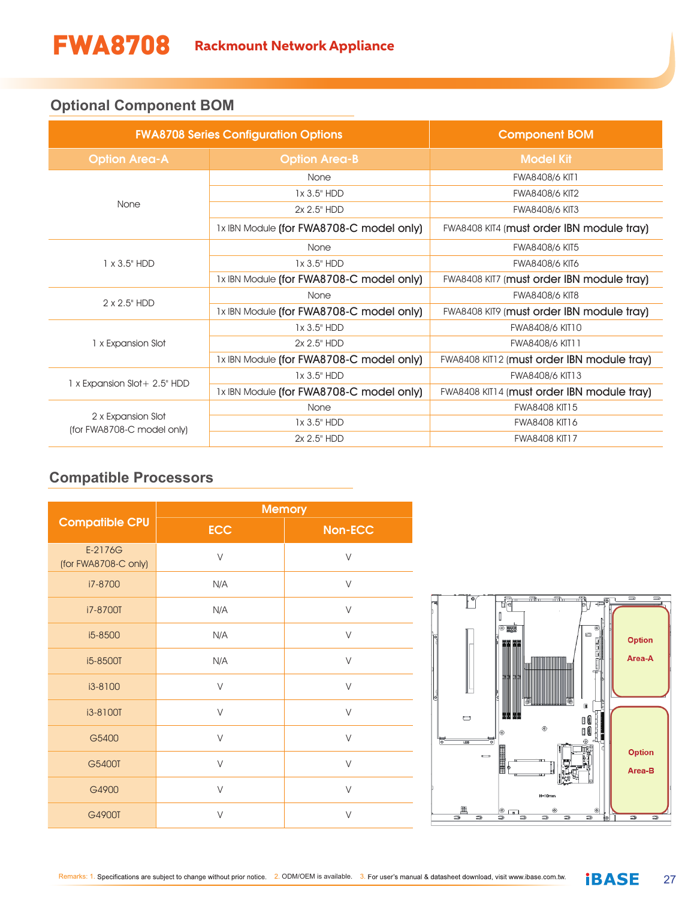# FWA8708 Rackmount Network Appliance

## Optional Component BOM

| FWA8708 Series Configuration Options | | Component BOM |
|---|---|---|
| Option Area-A | Option Area-B | Model Kit |
| None | None | FWA8408/6 KIT1 |
| | 1x 3.5" HDD | FWA8408/6 KIT2 |
| | 2x 2.5" HDD | FWA8408/6 KIT3 |
| | 1x IBN Module (for FWA8708-C model only) | FWA8408 KIT4 (must order IBN module tray) |
| 1 x 3.5" HDD | None | FWA8408/6 KIT5 |
| | 1x 3.5" HDD | FWA8408/6 KIT6 |
| | 1x IBN Module (for FWA8708-C model only) | FWA8408 KIT7 (must order IBN module tray) |
| 2 x 2.5" HDD | None | FWA8408/6 KIT8 |
| | 1x IBN Module (for FWA8708-C model only) | FWA8408 KIT9 (must order IBN module tray) |
| 1 x Expansion Slot | 1x 3.5" HDD | FWA8408/6 KIT10 |
| | 2x 2.5" HDD | FWA8408/6 KIT11 |
| | 1x IBN Module (for FWA8708-C model only) | FWA8408 KIT12 (must order IBN module tray) |
| 1 x Expansion Slot+ 2.5" HDD | 1x 3.5" HDD | FWA8408/6 KIT13 |
| | 1x IBN Module (for FWA8708-C model only) | FWA8408 KIT14 (must order IBN module tray) |
| 2 x Expansion Slot (for FWA8708-C model only) | None | FWA8408 KIT15 |
| | 1x 3.5" HDD | FWA8408 KIT16 |
| | 2x 2.5" HDD | FWA8408 KIT17 |

## Compatible Processors

| Compatible CPU | Memory | |
|---|---|---|
| | ECC | Non-ECC |
| E-2176G (for FWA8708-C only) | V | V |
| i7-8700 | N/A | V |
| i7-8700T | N/A | V |
| i5-8500 | N/A | V |
| i5-8500T | N/A | V |
| i3-8100 | V | V |
| i3-8100T | V | V |
| G5400 | V | V |
| G5400T | V | V |
| G4900 | V | V |
| G4900T | V | V |

Option Area-A

Option Area-B

Remarks: 1. Specifications are subject to change without prior notice. 2. ODM/OEM is available. 3. For user's manual & datasheet download, visit www.ibase.com.tw.